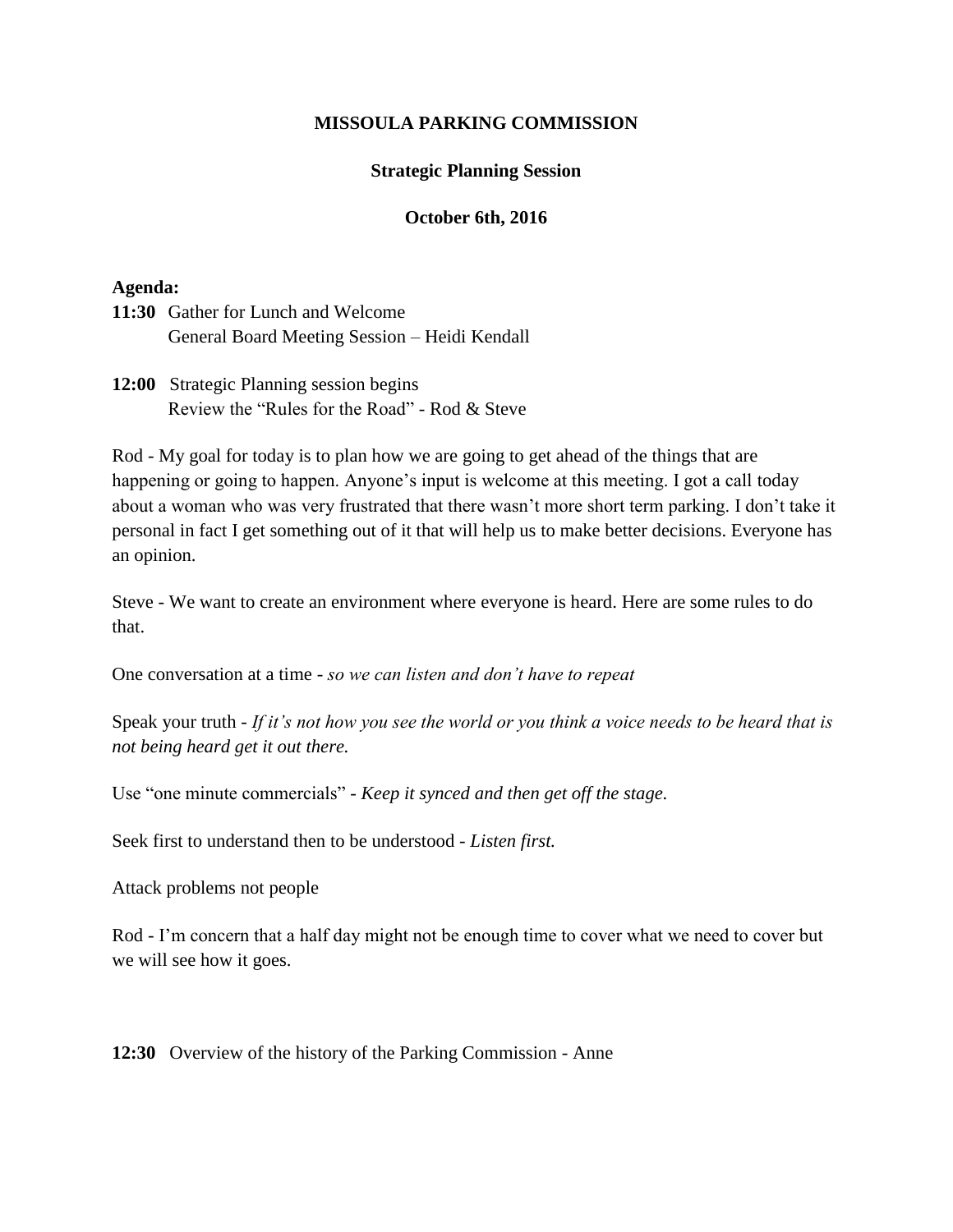# MISSOULA PARKING COMMISSION

## Strategic Planning Session

### October 6th, 2016

**Agenda:**

**11:30** Gather for Lunch and Welcome
General Board Meeting Session – Heidi Kendall

**12:00** Strategic Planning session begins
Review the "Rules for the Road" - Rod & Steve

Rod - My goal for today is to plan how we are going to get ahead of the things that are happening or going to happen. Anyone's input is welcome at this meeting. I got a call today about a woman who was very frustrated that there wasn't more short term parking. I don't take it personal in fact I get something out of it that will help us to make better decisions. Everyone has an opinion.

Steve - We want to create an environment where everyone is heard. Here are some rules to do that.

One conversation at a time - *so we can listen and don't have to repeat*

Speak your truth - *If it's not how you see the world or you think a voice needs to be heard that is not being heard get it out there.*

Use "one minute commercials" - *Keep it synced and then get off the stage.*

Seek first to understand then to be understood - *Listen first.*

Attack problems not people

Rod - I'm concern that a half day might not be enough time to cover what we need to cover but we will see how it goes.

**12:30** Overview of the history of the Parking Commission - Anne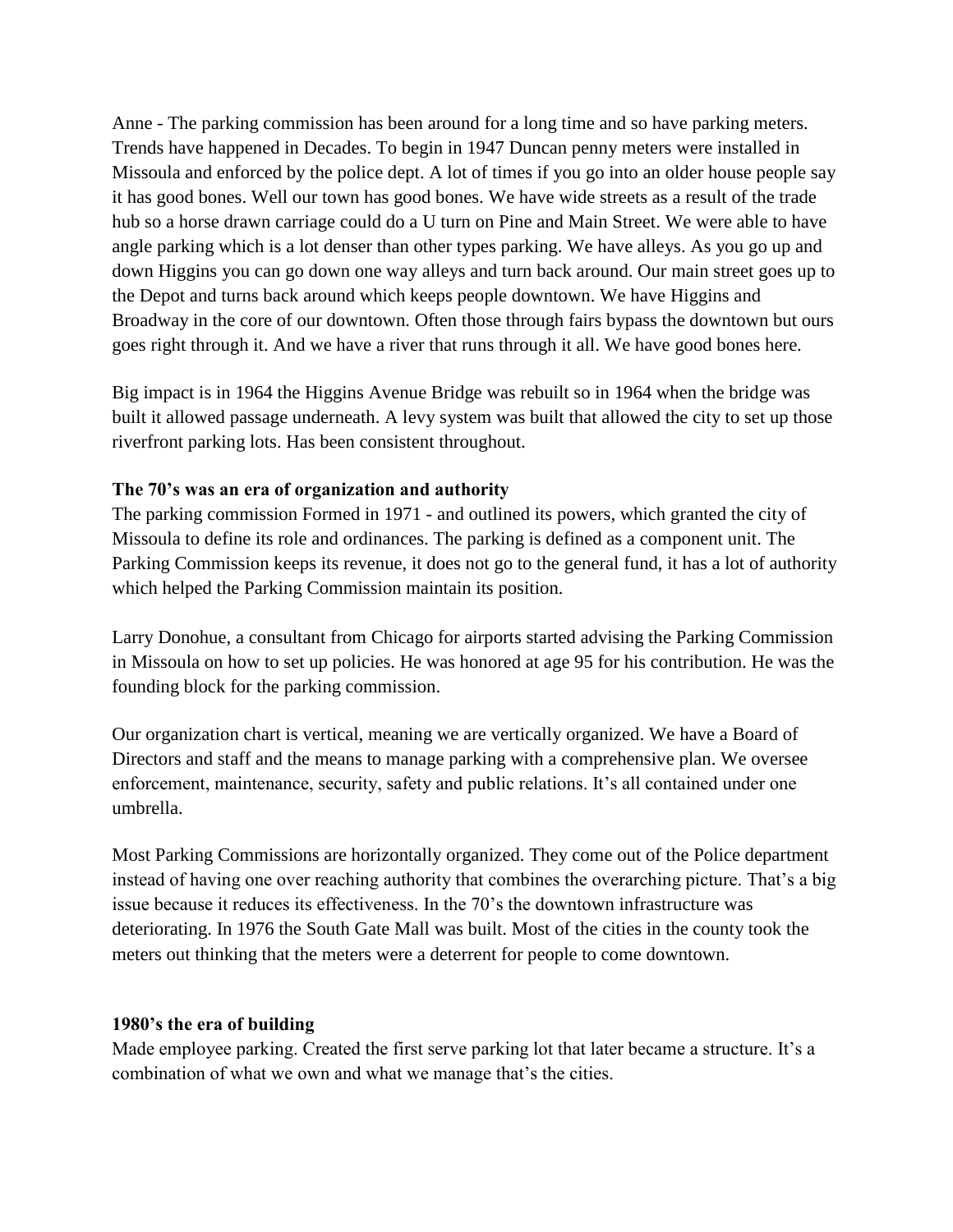Anne - The parking commission has been around for a long time and so have parking meters. Trends have happened in Decades. To begin in 1947 Duncan penny meters were installed in Missoula and enforced by the police dept. A lot of times if you go into an older house people say it has good bones. Well our town has good bones. We have wide streets as a result of the trade hub so a horse drawn carriage could do a U turn on Pine and Main Street. We were able to have angle parking which is a lot denser than other types parking. We have alleys. As you go up and down Higgins you can go down one way alleys and turn back around. Our main street goes up to the Depot and turns back around which keeps people downtown. We have Higgins and Broadway in the core of our downtown. Often those through fairs bypass the downtown but ours goes right through it. And we have a river that runs through it all. We have good bones here.

Big impact is in 1964 the Higgins Avenue Bridge was rebuilt so in 1964 when the bridge was built it allowed passage underneath. A levy system was built that allowed the city to set up those riverfront parking lots. Has been consistent throughout.

**The 70's was an era of organization and authority**

The parking commission Formed in 1971 - and outlined its powers, which granted the city of Missoula to define its role and ordinances. The parking is defined as a component unit. The Parking Commission keeps its revenue, it does not go to the general fund, it has a lot of authority which helped the Parking Commission maintain its position.

Larry Donohue, a consultant from Chicago for airports started advising the Parking Commission in Missoula on how to set up policies. He was honored at age 95 for his contribution. He was the founding block for the parking commission.

Our organization chart is vertical, meaning we are vertically organized. We have a Board of Directors and staff and the means to manage parking with a comprehensive plan. We oversee enforcement, maintenance, security, safety and public relations. It's all contained under one umbrella.

Most Parking Commissions are horizontally organized. They come out of the Police department instead of having one over reaching authority that combines the overarching picture. That's a big issue because it reduces its effectiveness. In the 70's the downtown infrastructure was deteriorating. In 1976 the South Gate Mall was built. Most of the cities in the county took the meters out thinking that the meters were a deterrent for people to come downtown.

**1980's the era of building**

Made employee parking. Created the first serve parking lot that later became a structure. It's a combination of what we own and what we manage that's the cities.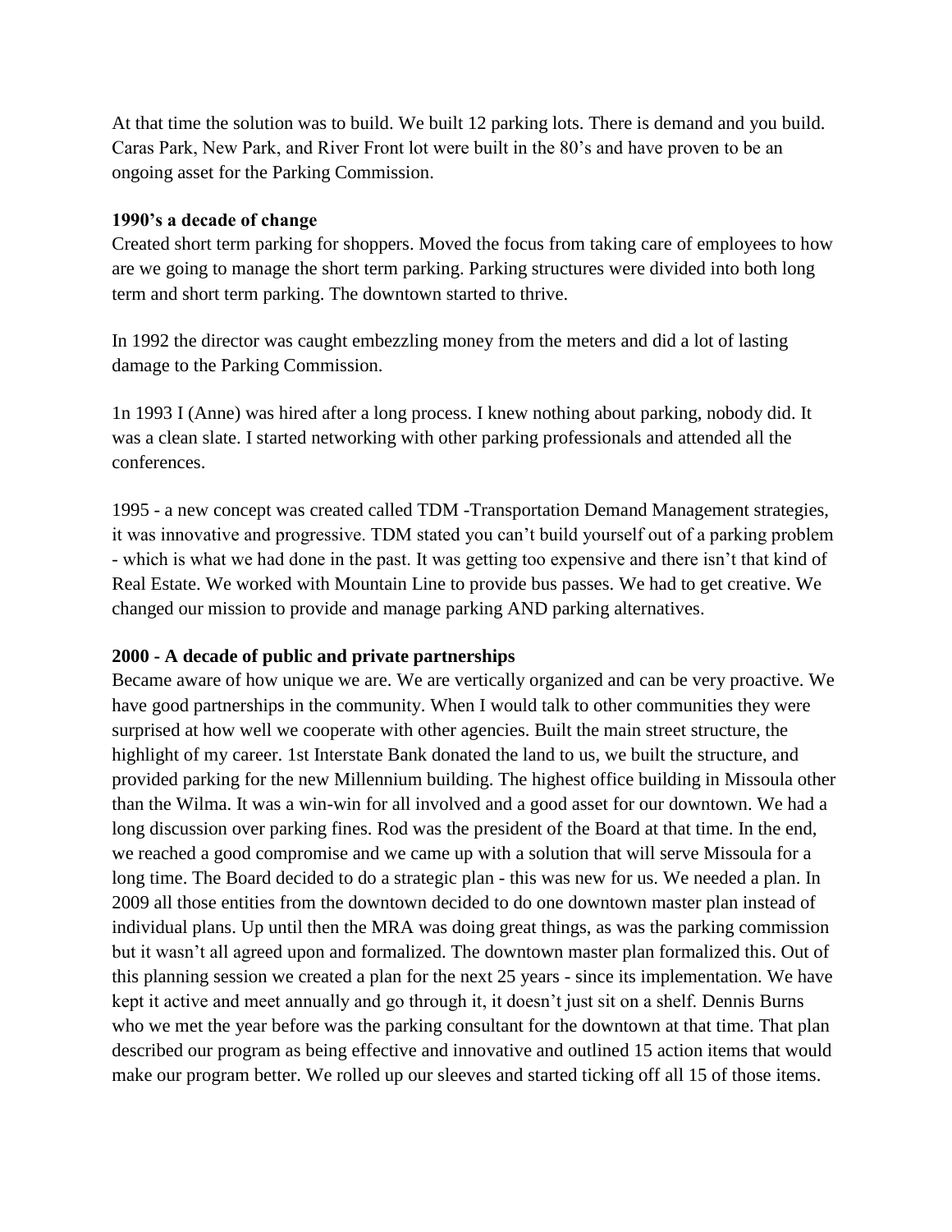At that time the solution was to build. We built 12 parking lots. There is demand and you build. Caras Park, New Park, and River Front lot were built in the 80's and have proven to be an ongoing asset for the Parking Commission.

**1990's a decade of change**

Created short term parking for shoppers. Moved the focus from taking care of employees to how are we going to manage the short term parking. Parking structures were divided into both long term and short term parking. The downtown started to thrive.

In 1992 the director was caught embezzling money from the meters and did a lot of lasting damage to the Parking Commission.

1n 1993 I (Anne) was hired after a long process. I knew nothing about parking, nobody did. It was a clean slate. I started networking with other parking professionals and attended all the conferences.

1995 - a new concept was created called TDM -Transportation Demand Management strategies, it was innovative and progressive. TDM stated you can't build yourself out of a parking problem - which is what we had done in the past. It was getting too expensive and there isn't that kind of Real Estate. We worked with Mountain Line to provide bus passes. We had to get creative. We changed our mission to provide and manage parking AND parking alternatives.

**2000 - A decade of public and private partnerships**

Became aware of how unique we are. We are vertically organized and can be very proactive. We have good partnerships in the community. When I would talk to other communities they were surprised at how well we cooperate with other agencies. Built the main street structure, the highlight of my career. 1st Interstate Bank donated the land to us, we built the structure, and provided parking for the new Millennium building. The highest office building in Missoula other than the Wilma. It was a win-win for all involved and a good asset for our downtown. We had a long discussion over parking fines. Rod was the president of the Board at that time. In the end, we reached a good compromise and we came up with a solution that will serve Missoula for a long time. The Board decided to do a strategic plan - this was new for us. We needed a plan. In 2009 all those entities from the downtown decided to do one downtown master plan instead of individual plans. Up until then the MRA was doing great things, as was the parking commission but it wasn't all agreed upon and formalized. The downtown master plan formalized this. Out of this planning session we created a plan for the next 25 years - since its implementation. We have kept it active and meet annually and go through it, it doesn't just sit on a shelf. Dennis Burns who we met the year before was the parking consultant for the downtown at that time. That plan described our program as being effective and innovative and outlined 15 action items that would make our program better. We rolled up our sleeves and started ticking off all 15 of those items.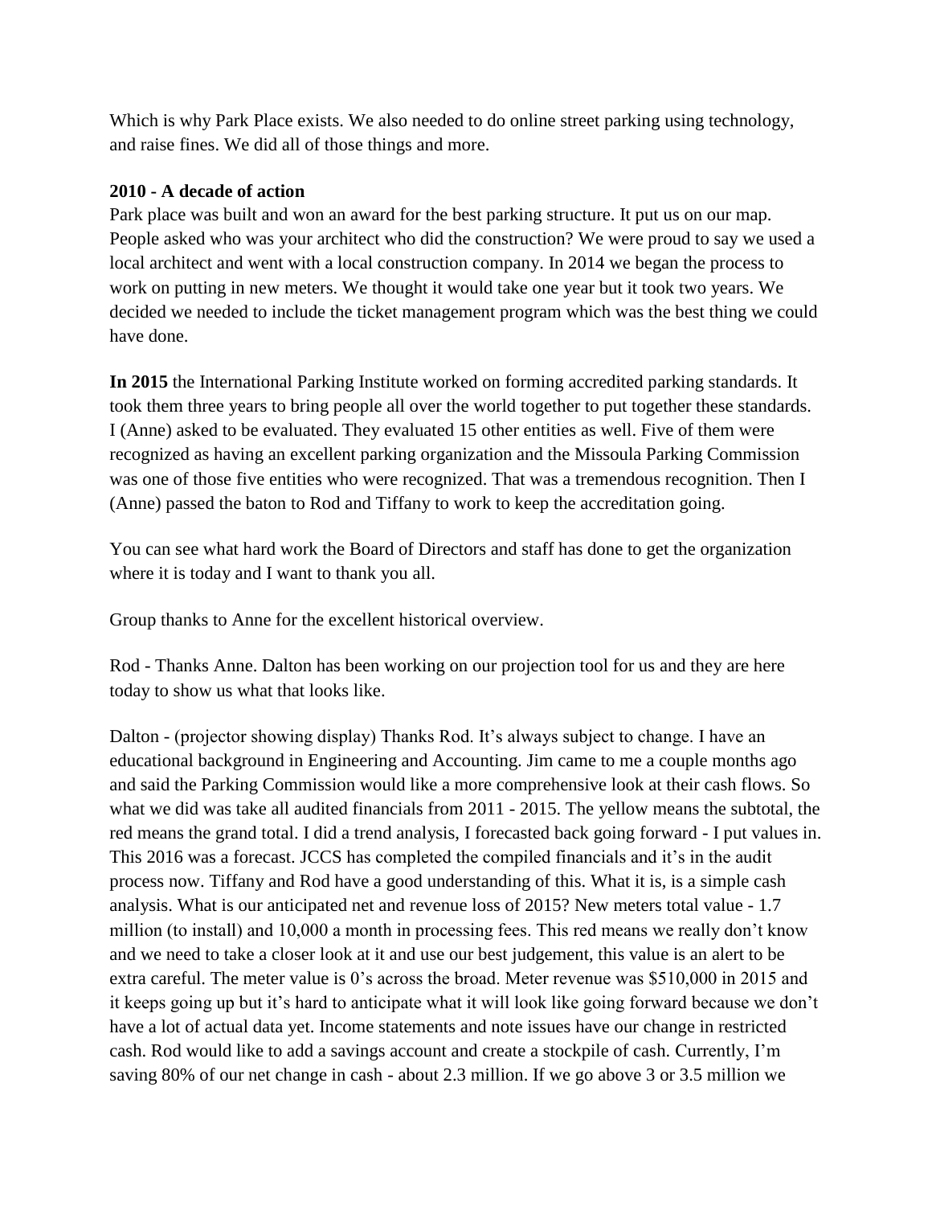Which is why Park Place exists. We also needed to do online street parking using technology, and raise fines. We did all of those things and more.

**2010 - A decade of action**

Park place was built and won an award for the best parking structure. It put us on our map. People asked who was your architect who did the construction? We were proud to say we used a local architect and went with a local construction company. In 2014 we began the process to work on putting in new meters. We thought it would take one year but it took two years. We decided we needed to include the ticket management program which was the best thing we could have done.

**In 2015** the International Parking Institute worked on forming accredited parking standards. It took them three years to bring people all over the world together to put together these standards. I (Anne) asked to be evaluated. They evaluated 15 other entities as well. Five of them were recognized as having an excellent parking organization and the Missoula Parking Commission was one of those five entities who were recognized. That was a tremendous recognition. Then I (Anne) passed the baton to Rod and Tiffany to work to keep the accreditation going.

You can see what hard work the Board of Directors and staff has done to get the organization where it is today and I want to thank you all.

Group thanks to Anne for the excellent historical overview.

Rod - Thanks Anne. Dalton has been working on our projection tool for us and they are here today to show us what that looks like.

Dalton - (projector showing display) Thanks Rod. It's always subject to change. I have an educational background in Engineering and Accounting. Jim came to me a couple months ago and said the Parking Commission would like a more comprehensive look at their cash flows. So what we did was take all audited financials from 2011 - 2015. The yellow means the subtotal, the red means the grand total. I did a trend analysis, I forecasted back going forward - I put values in. This 2016 was a forecast. JCCS has completed the compiled financials and it's in the audit process now. Tiffany and Rod have a good understanding of this. What it is, is a simple cash analysis. What is our anticipated net and revenue loss of 2015? New meters total value - 1.7 million (to install) and 10,000 a month in processing fees. This red means we really don't know and we need to take a closer look at it and use our best judgement, this value is an alert to be extra careful. The meter value is 0's across the broad. Meter revenue was $510,000 in 2015 and it keeps going up but it's hard to anticipate what it will look like going forward because we don't have a lot of actual data yet. Income statements and note issues have our change in restricted cash. Rod would like to add a savings account and create a stockpile of cash. Currently, I'm saving 80% of our net change in cash - about 2.3 million. If we go above 3 or 3.5 million we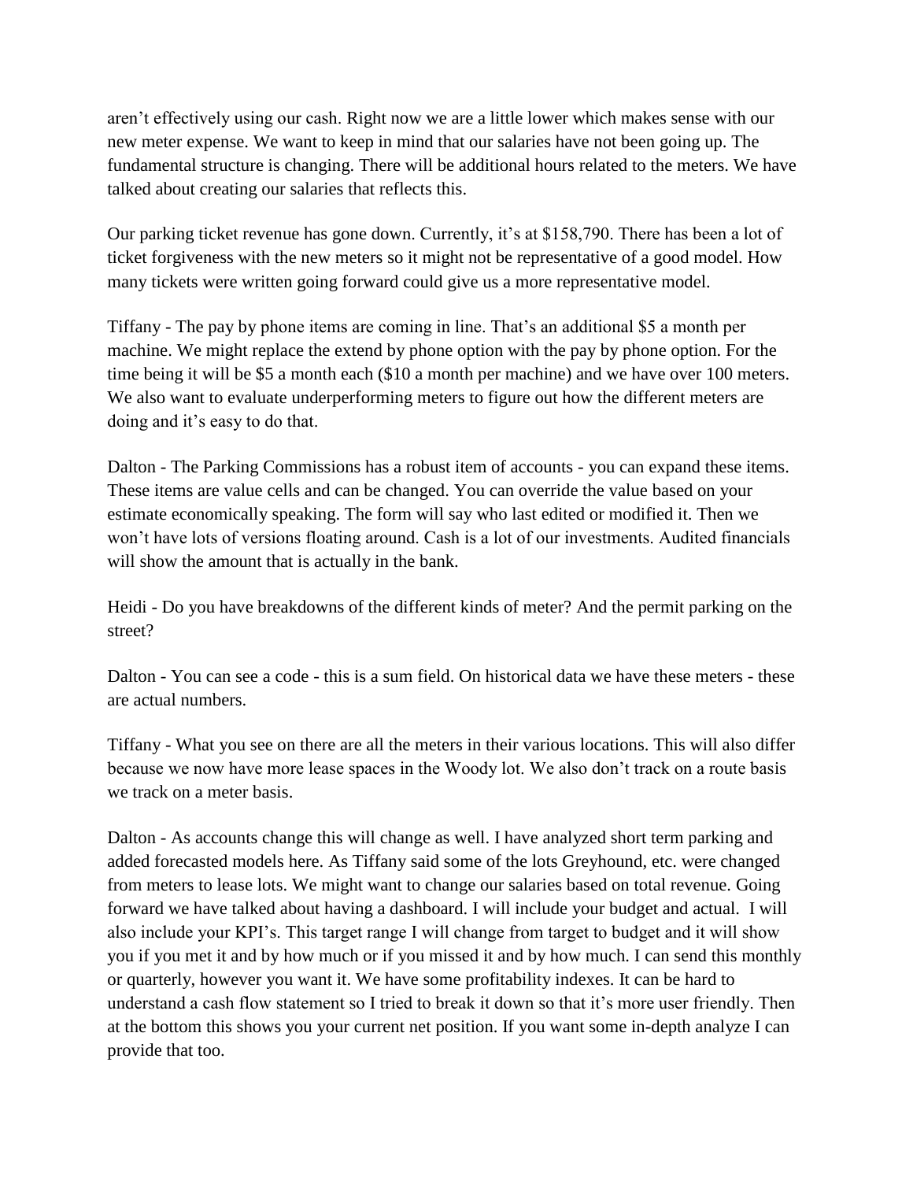aren't effectively using our cash. Right now we are a little lower which makes sense with our new meter expense. We want to keep in mind that our salaries have not been going up. The fundamental structure is changing. There will be additional hours related to the meters. We have talked about creating our salaries that reflects this.

Our parking ticket revenue has gone down. Currently, it's at $158,790. There has been a lot of ticket forgiveness with the new meters so it might not be representative of a good model. How many tickets were written going forward could give us a more representative model.

Tiffany - The pay by phone items are coming in line. That's an additional $5 a month per machine. We might replace the extend by phone option with the pay by phone option. For the time being it will be $5 a month each ($10 a month per machine) and we have over 100 meters. We also want to evaluate underperforming meters to figure out how the different meters are doing and it's easy to do that.

Dalton - The Parking Commissions has a robust item of accounts - you can expand these items. These items are value cells and can be changed. You can override the value based on your estimate economically speaking. The form will say who last edited or modified it. Then we won't have lots of versions floating around. Cash is a lot of our investments. Audited financials will show the amount that is actually in the bank.

Heidi - Do you have breakdowns of the different kinds of meter? And the permit parking on the street?

Dalton - You can see a code - this is a sum field. On historical data we have these meters - these are actual numbers.

Tiffany - What you see on there are all the meters in their various locations. This will also differ because we now have more lease spaces in the Woody lot. We also don't track on a route basis we track on a meter basis.

Dalton - As accounts change this will change as well. I have analyzed short term parking and added forecasted models here. As Tiffany said some of the lots Greyhound, etc. were changed from meters to lease lots. We might want to change our salaries based on total revenue. Going forward we have talked about having a dashboard. I will include your budget and actual. I will also include your KPI's. This target range I will change from target to budget and it will show you if you met it and by how much or if you missed it and by how much. I can send this monthly or quarterly, however you want it. We have some profitability indexes. It can be hard to understand a cash flow statement so I tried to break it down so that it's more user friendly. Then at the bottom this shows you your current net position. If you want some in-depth analyze I can provide that too.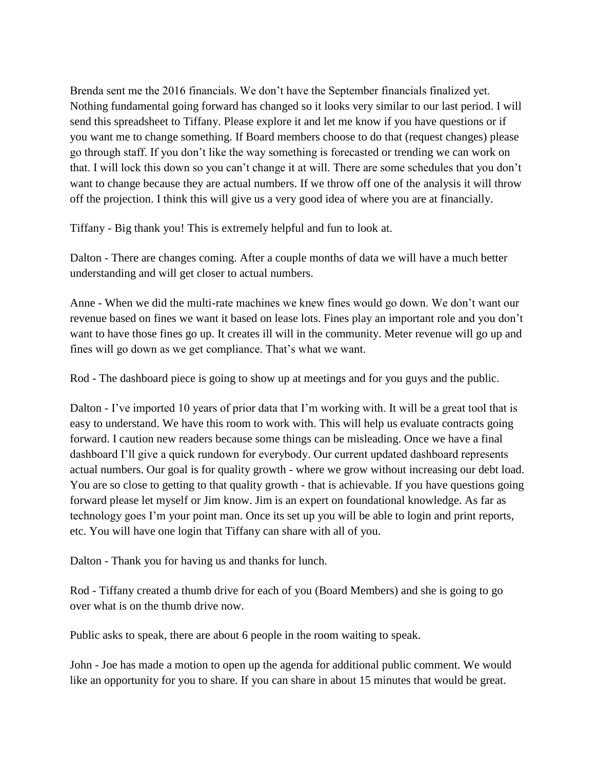Brenda sent me the 2016 financials. We don't have the September financials finalized yet. Nothing fundamental going forward has changed so it looks very similar to our last period. I will send this spreadsheet to Tiffany. Please explore it and let me know if you have questions or if you want me to change something. If Board members choose to do that (request changes) please go through staff. If you don't like the way something is forecasted or trending we can work on that. I will lock this down so you can't change it at will. There are some schedules that you don't want to change because they are actual numbers. If we throw off one of the analysis it will throw off the projection. I think this will give us a very good idea of where you are at financially.

Tiffany - Big thank you! This is extremely helpful and fun to look at.

Dalton - There are changes coming. After a couple months of data we will have a much better understanding and will get closer to actual numbers.

Anne - When we did the multi-rate machines we knew fines would go down. We don't want our revenue based on fines we want it based on lease lots. Fines play an important role and you don't want to have those fines go up. It creates ill will in the community. Meter revenue will go up and fines will go down as we get compliance. That's what we want.

Rod - The dashboard piece is going to show up at meetings and for you guys and the public.

Dalton - I've imported 10 years of prior data that I'm working with. It will be a great tool that is easy to understand. We have this room to work with. This will help us evaluate contracts going forward. I caution new readers because some things can be misleading. Once we have a final dashboard I'll give a quick rundown for everybody. Our current updated dashboard represents actual numbers. Our goal is for quality growth - where we grow without increasing our debt load. You are so close to getting to that quality growth - that is achievable. If you have questions going forward please let myself or Jim know. Jim is an expert on foundational knowledge. As far as technology goes I'm your point man. Once its set up you will be able to login and print reports, etc. You will have one login that Tiffany can share with all of you.

Dalton - Thank you for having us and thanks for lunch.

Rod - Tiffany created a thumb drive for each of you (Board Members) and she is going to go over what is on the thumb drive now.

Public asks to speak, there are about 6 people in the room waiting to speak.

John - Joe has made a motion to open up the agenda for additional public comment. We would like an opportunity for you to share. If you can share in about 15 minutes that would be great.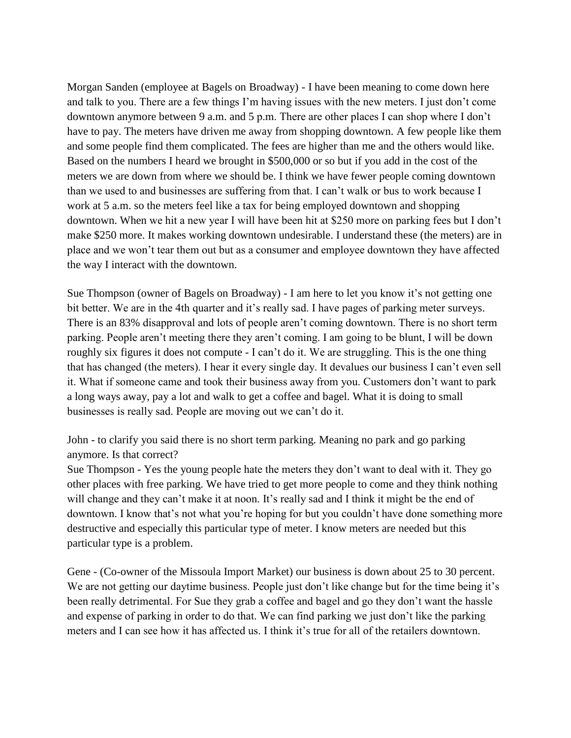Morgan Sanden (employee at Bagels on Broadway) - I have been meaning to come down here and talk to you. There are a few things I'm having issues with the new meters. I just don't come downtown anymore between 9 a.m. and 5 p.m. There are other places I can shop where I don't have to pay. The meters have driven me away from shopping downtown. A few people like them and some people find them complicated. The fees are higher than me and the others would like. Based on the numbers I heard we brought in $500,000 or so but if you add in the cost of the meters we are down from where we should be. I think we have fewer people coming downtown than we used to and businesses are suffering from that. I can't walk or bus to work because I work at 5 a.m. so the meters feel like a tax for being employed downtown and shopping downtown. When we hit a new year I will have been hit at $250 more on parking fees but I don't make $250 more. It makes working downtown undesirable. I understand these (the meters) are in place and we won't tear them out but as a consumer and employee downtown they have affected the way I interact with the downtown.

Sue Thompson (owner of Bagels on Broadway) - I am here to let you know it's not getting one bit better. We are in the 4th quarter and it's really sad. I have pages of parking meter surveys. There is an 83% disapproval and lots of people aren't coming downtown. There is no short term parking. People aren't meeting there they aren't coming. I am going to be blunt, I will be down roughly six figures it does not compute - I can't do it. We are struggling. This is the one thing that has changed (the meters). I hear it every single day. It devalues our business I can't even sell it. What if someone came and took their business away from you. Customers don't want to park a long ways away, pay a lot and walk to get a coffee and bagel. What it is doing to small businesses is really sad. People are moving out we can't do it.

John - to clarify you said there is no short term parking. Meaning no park and go parking anymore. Is that correct?
Sue Thompson - Yes the young people hate the meters they don't want to deal with it. They go other places with free parking. We have tried to get more people to come and they think nothing will change and they can't make it at noon. It's really sad and I think it might be the end of downtown. I know that's not what you're hoping for but you couldn't have done something more destructive and especially this particular type of meter. I know meters are needed but this particular type is a problem.

Gene - (Co-owner of the Missoula Import Market) our business is down about 25 to 30 percent. We are not getting our daytime business. People just don't like change but for the time being it's been really detrimental. For Sue they grab a coffee and bagel and go they don't want the hassle and expense of parking in order to do that. We can find parking we just don't like the parking meters and I can see how it has affected us. I think it's true for all of the retailers downtown.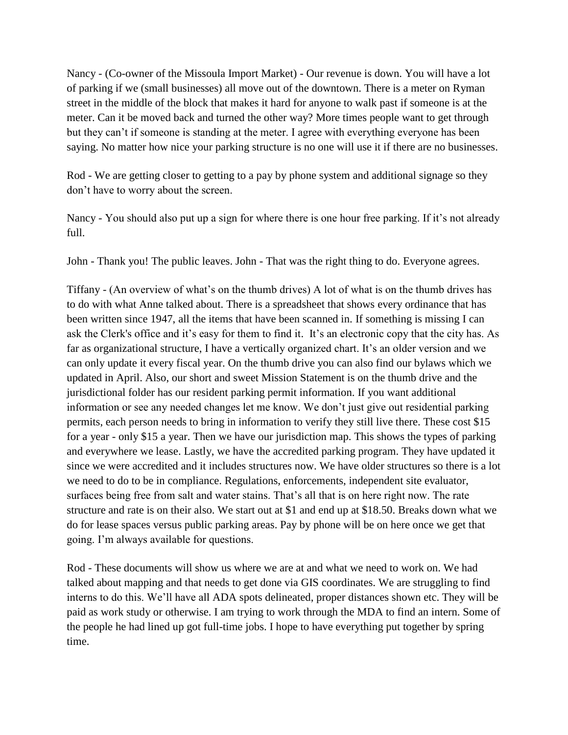Nancy - (Co-owner of the Missoula Import Market) - Our revenue is down. You will have a lot of parking if we (small businesses) all move out of the downtown. There is a meter on Ryman street in the middle of the block that makes it hard for anyone to walk past if someone is at the meter. Can it be moved back and turned the other way? More times people want to get through but they can't if someone is standing at the meter. I agree with everything everyone has been saying. No matter how nice your parking structure is no one will use it if there are no businesses.

Rod - We are getting closer to getting to a pay by phone system and additional signage so they don't have to worry about the screen.

Nancy - You should also put up a sign for where there is one hour free parking. If it's not already full.

John - Thank you! The public leaves. John - That was the right thing to do. Everyone agrees.

Tiffany - (An overview of what's on the thumb drives) A lot of what is on the thumb drives has to do with what Anne talked about. There is a spreadsheet that shows every ordinance that has been written since 1947, all the items that have been scanned in. If something is missing I can ask the Clerk's office and it's easy for them to find it. It's an electronic copy that the city has. As far as organizational structure, I have a vertically organized chart. It's an older version and we can only update it every fiscal year. On the thumb drive you can also find our bylaws which we updated in April. Also, our short and sweet Mission Statement is on the thumb drive and the jurisdictional folder has our resident parking permit information. If you want additional information or see any needed changes let me know. We don't just give out residential parking permits, each person needs to bring in information to verify they still live there. These cost $15 for a year - only $15 a year. Then we have our jurisdiction map. This shows the types of parking and everywhere we lease. Lastly, we have the accredited parking program. They have updated it since we were accredited and it includes structures now. We have older structures so there is a lot we need to do to be in compliance. Regulations, enforcements, independent site evaluator, surfaces being free from salt and water stains. That's all that is on here right now. The rate structure and rate is on their also. We start out at $1 and end up at $18.50. Breaks down what we do for lease spaces versus public parking areas. Pay by phone will be on here once we get that going. I'm always available for questions.

Rod - These documents will show us where we are at and what we need to work on. We had talked about mapping and that needs to get done via GIS coordinates. We are struggling to find interns to do this. We'll have all ADA spots delineated, proper distances shown etc. They will be paid as work study or otherwise. I am trying to work through the MDA to find an intern. Some of the people he had lined up got full-time jobs. I hope to have everything put together by spring time.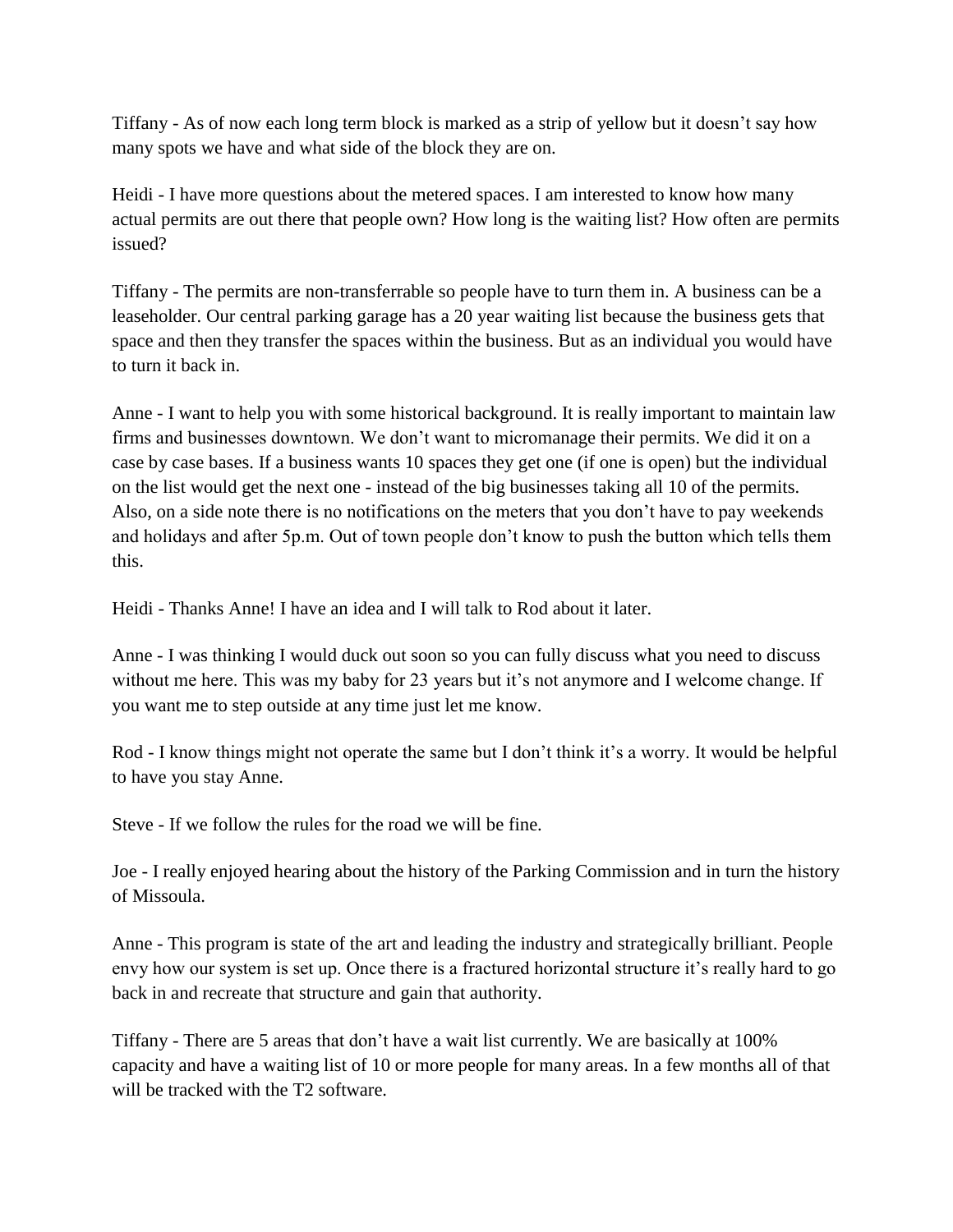Tiffany - As of now each long term block is marked as a strip of yellow but it doesn't say how many spots we have and what side of the block they are on.

Heidi - I have more questions about the metered spaces. I am interested to know how many actual permits are out there that people own? How long is the waiting list? How often are permits issued?

Tiffany - The permits are non-transferrable so people have to turn them in. A business can be a leaseholder. Our central parking garage has a 20 year waiting list because the business gets that space and then they transfer the spaces within the business. But as an individual you would have to turn it back in.

Anne - I want to help you with some historical background. It is really important to maintain law firms and businesses downtown. We don't want to micromanage their permits. We did it on a case by case bases. If a business wants 10 spaces they get one (if one is open) but the individual on the list would get the next one - instead of the big businesses taking all 10 of the permits. Also, on a side note there is no notifications on the meters that you don't have to pay weekends and holidays and after 5p.m. Out of town people don't know to push the button which tells them this.

Heidi - Thanks Anne! I have an idea and I will talk to Rod about it later.

Anne - I was thinking I would duck out soon so you can fully discuss what you need to discuss without me here. This was my baby for 23 years but it's not anymore and I welcome change. If you want me to step outside at any time just let me know.

Rod - I know things might not operate the same but I don't think it's a worry. It would be helpful to have you stay Anne.

Steve - If we follow the rules for the road we will be fine.

Joe - I really enjoyed hearing about the history of the Parking Commission and in turn the history of Missoula.

Anne - This program is state of the art and leading the industry and strategically brilliant. People envy how our system is set up. Once there is a fractured horizontal structure it's really hard to go back in and recreate that structure and gain that authority.

Tiffany - There are 5 areas that don't have a wait list currently. We are basically at 100% capacity and have a waiting list of 10 or more people for many areas. In a few months all of that will be tracked with the T2 software.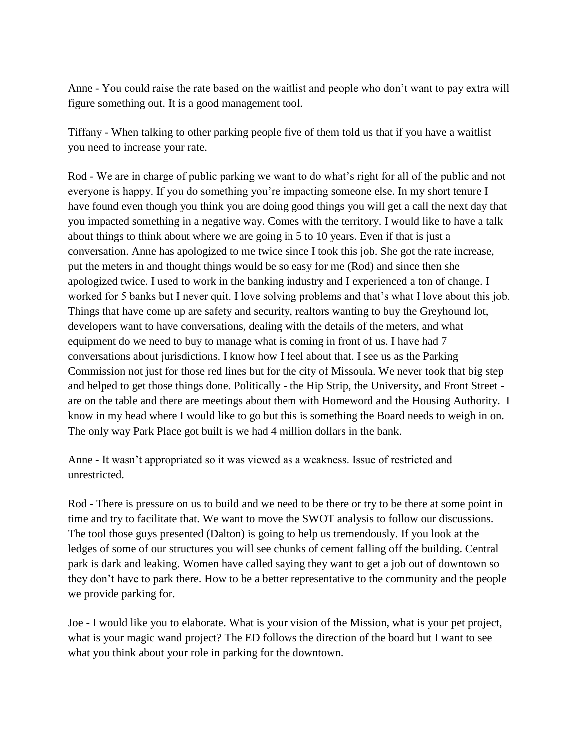Anne - You could raise the rate based on the waitlist and people who don't want to pay extra will figure something out. It is a good management tool.

Tiffany - When talking to other parking people five of them told us that if you have a waitlist you need to increase your rate.

Rod - We are in charge of public parking we want to do what's right for all of the public and not everyone is happy. If you do something you're impacting someone else. In my short tenure I have found even though you think you are doing good things you will get a call the next day that you impacted something in a negative way. Comes with the territory. I would like to have a talk about things to think about where we are going in 5 to 10 years. Even if that is just a conversation. Anne has apologized to me twice since I took this job. She got the rate increase, put the meters in and thought things would be so easy for me (Rod) and since then she apologized twice. I used to work in the banking industry and I experienced a ton of change. I worked for 5 banks but I never quit. I love solving problems and that's what I love about this job. Things that have come up are safety and security, realtors wanting to buy the Greyhound lot, developers want to have conversations, dealing with the details of the meters, and what equipment do we need to buy to manage what is coming in front of us. I have had 7 conversations about jurisdictions. I know how I feel about that. I see us as the Parking Commission not just for those red lines but for the city of Missoula. We never took that big step and helped to get those things done. Politically - the Hip Strip, the University, and Front Street - are on the table and there are meetings about them with Homeword and the Housing Authority. I know in my head where I would like to go but this is something the Board needs to weigh in on. The only way Park Place got built is we had 4 million dollars in the bank.

Anne - It wasn't appropriated so it was viewed as a weakness. Issue of restricted and unrestricted.

Rod - There is pressure on us to build and we need to be there or try to be there at some point in time and try to facilitate that. We want to move the SWOT analysis to follow our discussions. The tool those guys presented (Dalton) is going to help us tremendously. If you look at the ledges of some of our structures you will see chunks of cement falling off the building. Central park is dark and leaking. Women have called saying they want to get a job out of downtown so they don't have to park there. How to be a better representative to the community and the people we provide parking for.

Joe - I would like you to elaborate. What is your vision of the Mission, what is your pet project, what is your magic wand project? The ED follows the direction of the board but I want to see what you think about your role in parking for the downtown.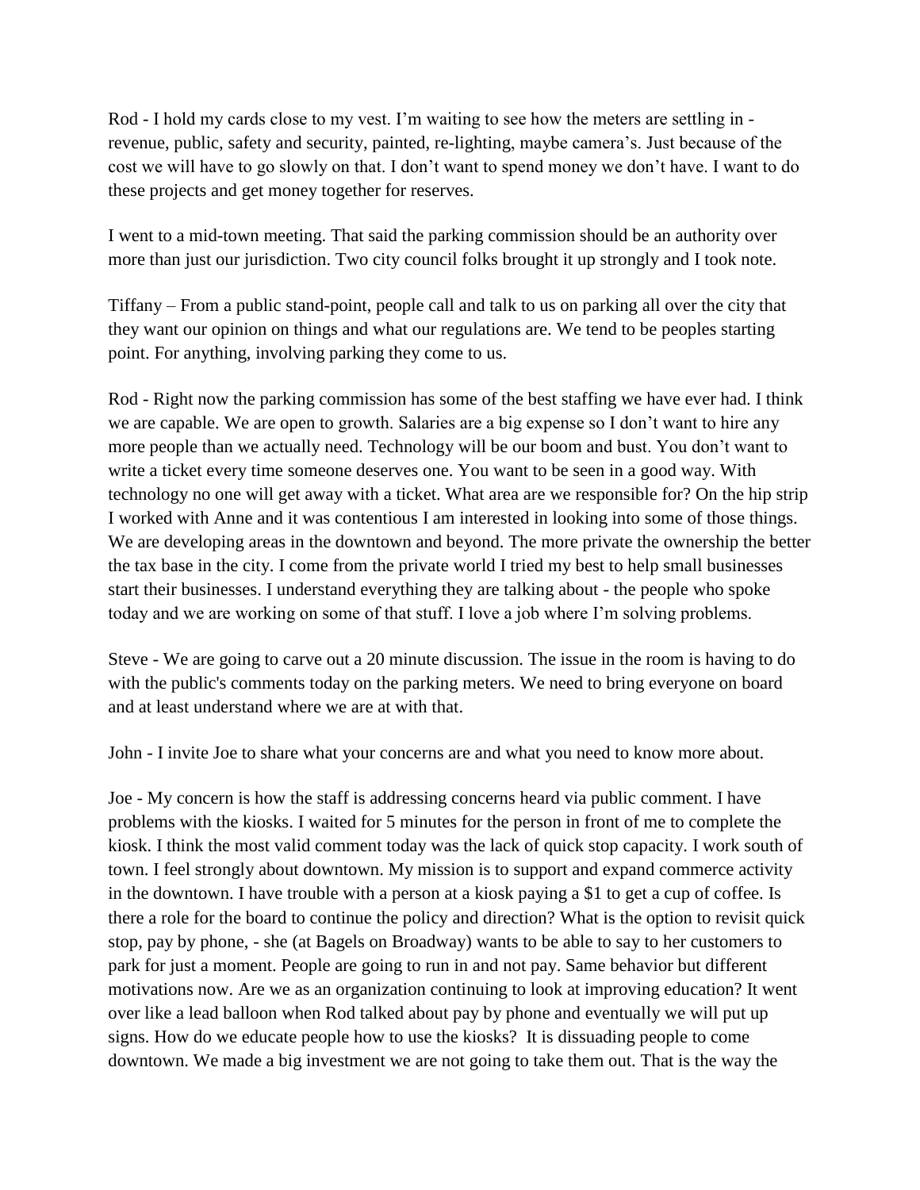Rod - I hold my cards close to my vest. I'm waiting to see how the meters are settling in - revenue, public, safety and security, painted, re-lighting, maybe camera's. Just because of the cost we will have to go slowly on that. I don't want to spend money we don't have. I want to do these projects and get money together for reserves.

I went to a mid-town meeting. That said the parking commission should be an authority over more than just our jurisdiction. Two city council folks brought it up strongly and I took note.

Tiffany – From a public stand-point, people call and talk to us on parking all over the city that they want our opinion on things and what our regulations are. We tend to be peoples starting point. For anything, involving parking they come to us.

Rod - Right now the parking commission has some of the best staffing we have ever had. I think we are capable. We are open to growth. Salaries are a big expense so I don't want to hire any more people than we actually need. Technology will be our boom and bust. You don't want to write a ticket every time someone deserves one. You want to be seen in a good way. With technology no one will get away with a ticket. What area are we responsible for? On the hip strip I worked with Anne and it was contentious I am interested in looking into some of those things. We are developing areas in the downtown and beyond. The more private the ownership the better the tax base in the city. I come from the private world I tried my best to help small businesses start their businesses. I understand everything they are talking about - the people who spoke today and we are working on some of that stuff. I love a job where I'm solving problems.

Steve - We are going to carve out a 20 minute discussion. The issue in the room is having to do with the public's comments today on the parking meters. We need to bring everyone on board and at least understand where we are at with that.

John - I invite Joe to share what your concerns are and what you need to know more about.

Joe - My concern is how the staff is addressing concerns heard via public comment. I have problems with the kiosks. I waited for 5 minutes for the person in front of me to complete the kiosk. I think the most valid comment today was the lack of quick stop capacity. I work south of town. I feel strongly about downtown. My mission is to support and expand commerce activity in the downtown. I have trouble with a person at a kiosk paying a $1 to get a cup of coffee. Is there a role for the board to continue the policy and direction? What is the option to revisit quick stop, pay by phone, - she (at Bagels on Broadway) wants to be able to say to her customers to park for just a moment. People are going to run in and not pay. Same behavior but different motivations now. Are we as an organization continuing to look at improving education? It went over like a lead balloon when Rod talked about pay by phone and eventually we will put up signs. How do we educate people how to use the kiosks? It is dissuading people to come downtown. We made a big investment we are not going to take them out. That is the way the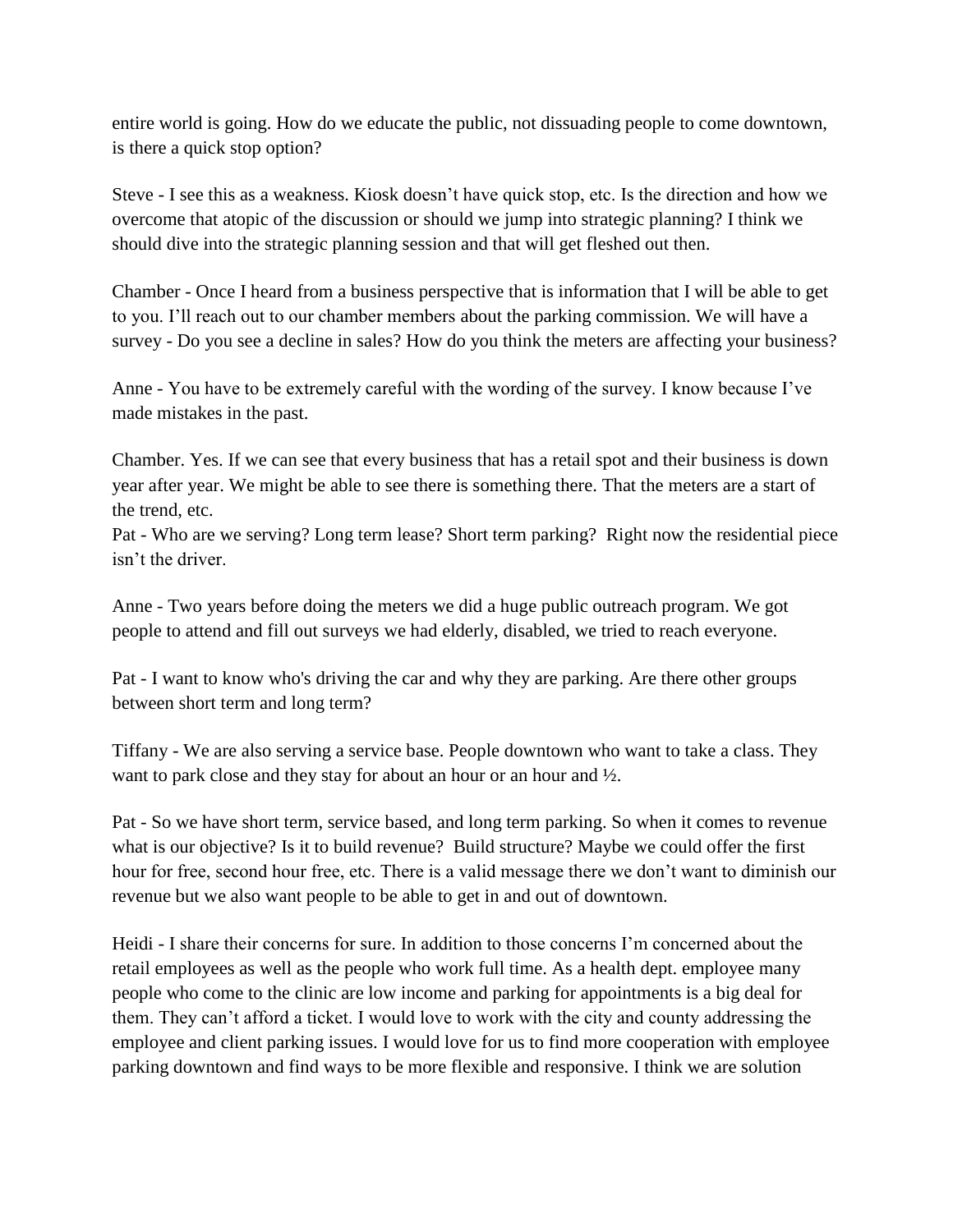entire world is going. How do we educate the public, not dissuading people to come downtown, is there a quick stop option?

Steve - I see this as a weakness. Kiosk doesn't have quick stop, etc. Is the direction and how we overcome that atopic of the discussion or should we jump into strategic planning? I think we should dive into the strategic planning session and that will get fleshed out then.

Chamber - Once I heard from a business perspective that is information that I will be able to get to you. I'll reach out to our chamber members about the parking commission. We will have a survey - Do you see a decline in sales? How do you think the meters are affecting your business?

Anne - You have to be extremely careful with the wording of the survey. I know because I've made mistakes in the past.

Chamber. Yes. If we can see that every business that has a retail spot and their business is down year after year. We might be able to see there is something there. That the meters are a start of the trend, etc.

Pat - Who are we serving? Long term lease? Short term parking? Right now the residential piece isn't the driver.

Anne - Two years before doing the meters we did a huge public outreach program. We got people to attend and fill out surveys we had elderly, disabled, we tried to reach everyone.

Pat - I want to know who's driving the car and why they are parking. Are there other groups between short term and long term?

Tiffany - We are also serving a service base. People downtown who want to take a class. They want to park close and they stay for about an hour or an hour and ½.

Pat - So we have short term, service based, and long term parking. So when it comes to revenue what is our objective? Is it to build revenue? Build structure? Maybe we could offer the first hour for free, second hour free, etc. There is a valid message there we don't want to diminish our revenue but we also want people to be able to get in and out of downtown.

Heidi - I share their concerns for sure. In addition to those concerns I'm concerned about the retail employees as well as the people who work full time. As a health dept. employee many people who come to the clinic are low income and parking for appointments is a big deal for them. They can't afford a ticket. I would love to work with the city and county addressing the employee and client parking issues. I would love for us to find more cooperation with employee parking downtown and find ways to be more flexible and responsive. I think we are solution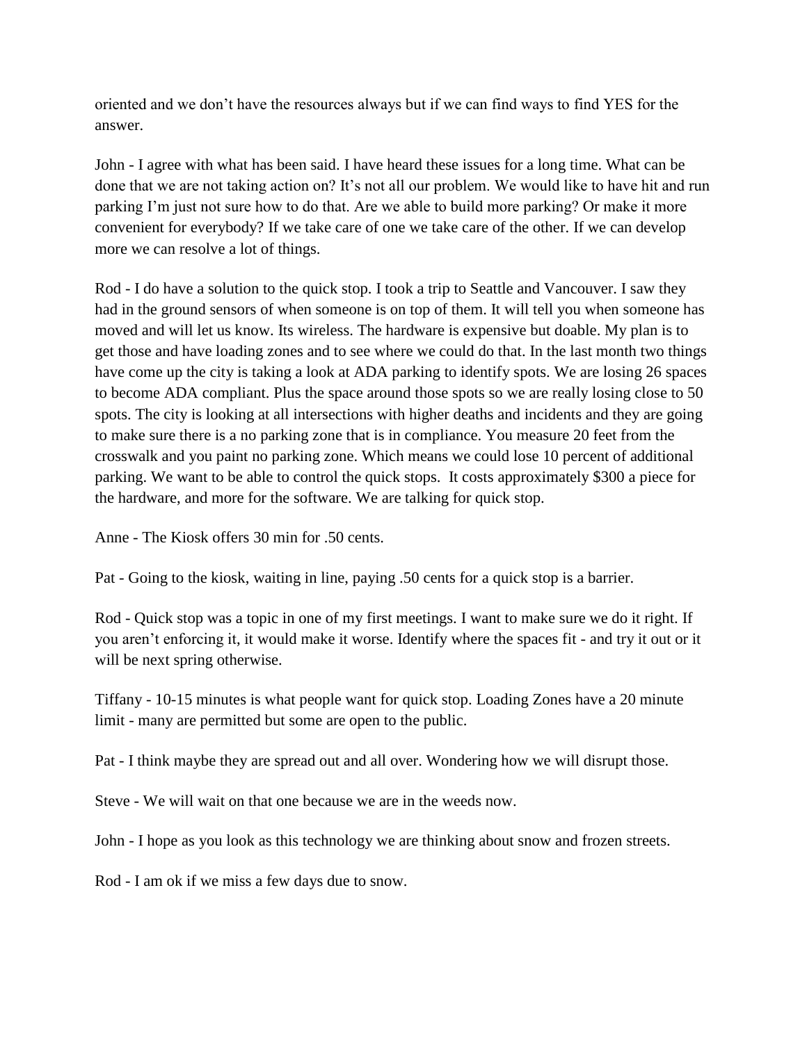oriented and we don't have the resources always but if we can find ways to find YES for the answer.

John - I agree with what has been said. I have heard these issues for a long time. What can be done that we are not taking action on? It's not all our problem. We would like to have hit and run parking I'm just not sure how to do that. Are we able to build more parking? Or make it more convenient for everybody? If we take care of one we take care of the other. If we can develop more we can resolve a lot of things.

Rod - I do have a solution to the quick stop. I took a trip to Seattle and Vancouver. I saw they had in the ground sensors of when someone is on top of them. It will tell you when someone has moved and will let us know. Its wireless. The hardware is expensive but doable. My plan is to get those and have loading zones and to see where we could do that. In the last month two things have come up the city is taking a look at ADA parking to identify spots. We are losing 26 spaces to become ADA compliant. Plus the space around those spots so we are really losing close to 50 spots. The city is looking at all intersections with higher deaths and incidents and they are going to make sure there is a no parking zone that is in compliance. You measure 20 feet from the crosswalk and you paint no parking zone. Which means we could lose 10 percent of additional parking. We want to be able to control the quick stops. It costs approximately $300 a piece for the hardware, and more for the software. We are talking for quick stop.

Anne - The Kiosk offers 30 min for .50 cents.

Pat - Going to the kiosk, waiting in line, paying .50 cents for a quick stop is a barrier.

Rod - Quick stop was a topic in one of my first meetings. I want to make sure we do it right. If you aren't enforcing it, it would make it worse. Identify where the spaces fit - and try it out or it will be next spring otherwise.

Tiffany - 10-15 minutes is what people want for quick stop. Loading Zones have a 20 minute limit - many are permitted but some are open to the public.

Pat - I think maybe they are spread out and all over. Wondering how we will disrupt those.

Steve - We will wait on that one because we are in the weeds now.

John - I hope as you look as this technology we are thinking about snow and frozen streets.

Rod - I am ok if we miss a few days due to snow.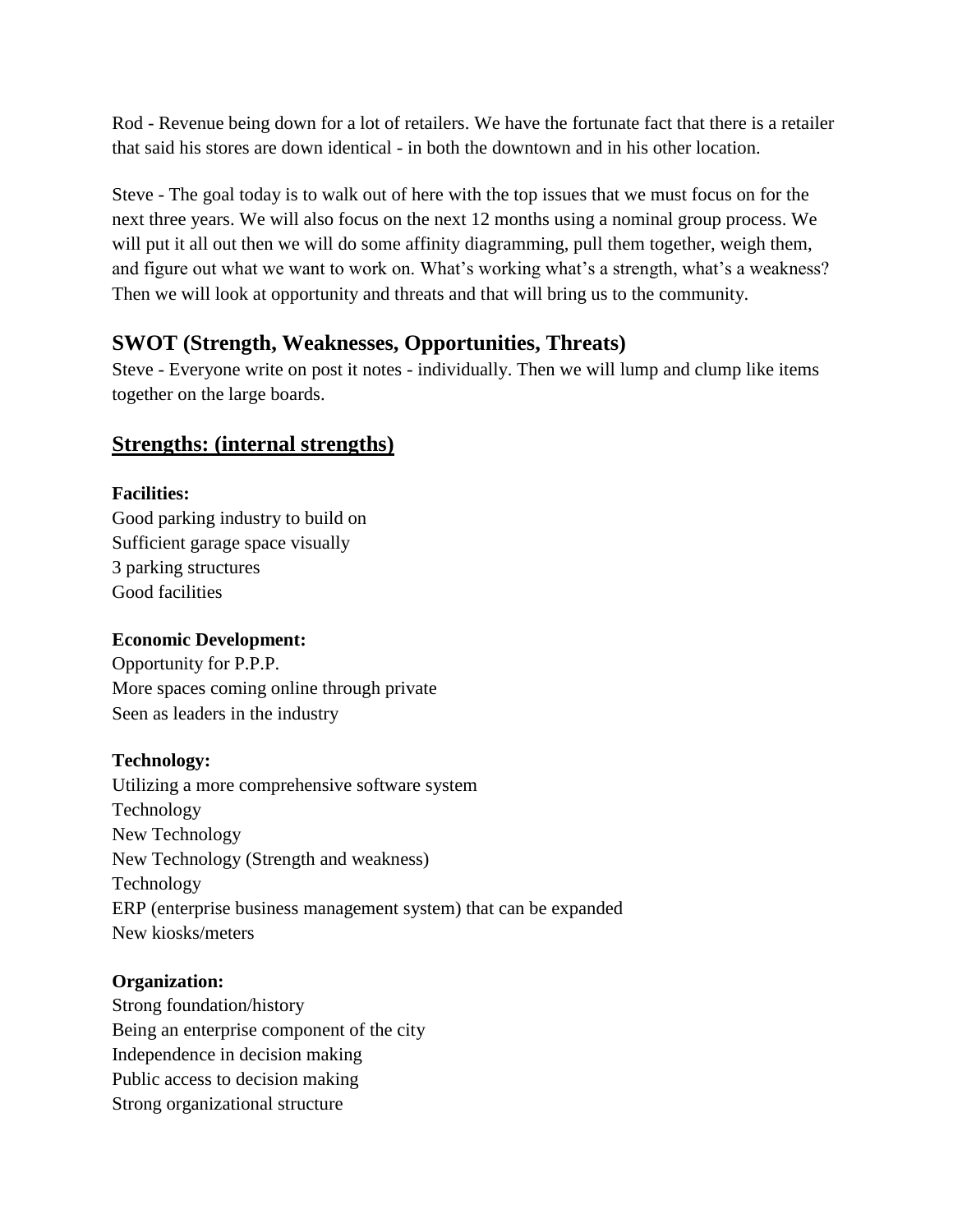Rod - Revenue being down for a lot of retailers. We have the fortunate fact that there is a retailer that said his stores are down identical - in both the downtown and in his other location.

Steve - The goal today is to walk out of here with the top issues that we must focus on for the next three years. We will also focus on the next 12 months using a nominal group process. We will put it all out then we will do some affinity diagramming, pull them together, weigh them, and figure out what we want to work on. What's working what's a strength, what's a weakness? Then we will look at opportunity and threats and that will bring us to the community.

## SWOT (Strength, Weaknesses, Opportunities, Threats)

Steve - Everyone write on post it notes - individually. Then we will lump and clump like items together on the large boards.

## Strengths: (internal strengths)

**Facilities:**
Good parking industry to build on
Sufficient garage space visually
3 parking structures
Good facilities

**Economic Development:**
Opportunity for P.P.P.
More spaces coming online through private
Seen as leaders in the industry

**Technology:**
Utilizing a more comprehensive software system
Technology
New Technology
New Technology (Strength and weakness)
Technology
ERP (enterprise business management system) that can be expanded
New kiosks/meters

**Organization:**
Strong foundation/history
Being an enterprise component of the city
Independence in decision making
Public access to decision making
Strong organizational structure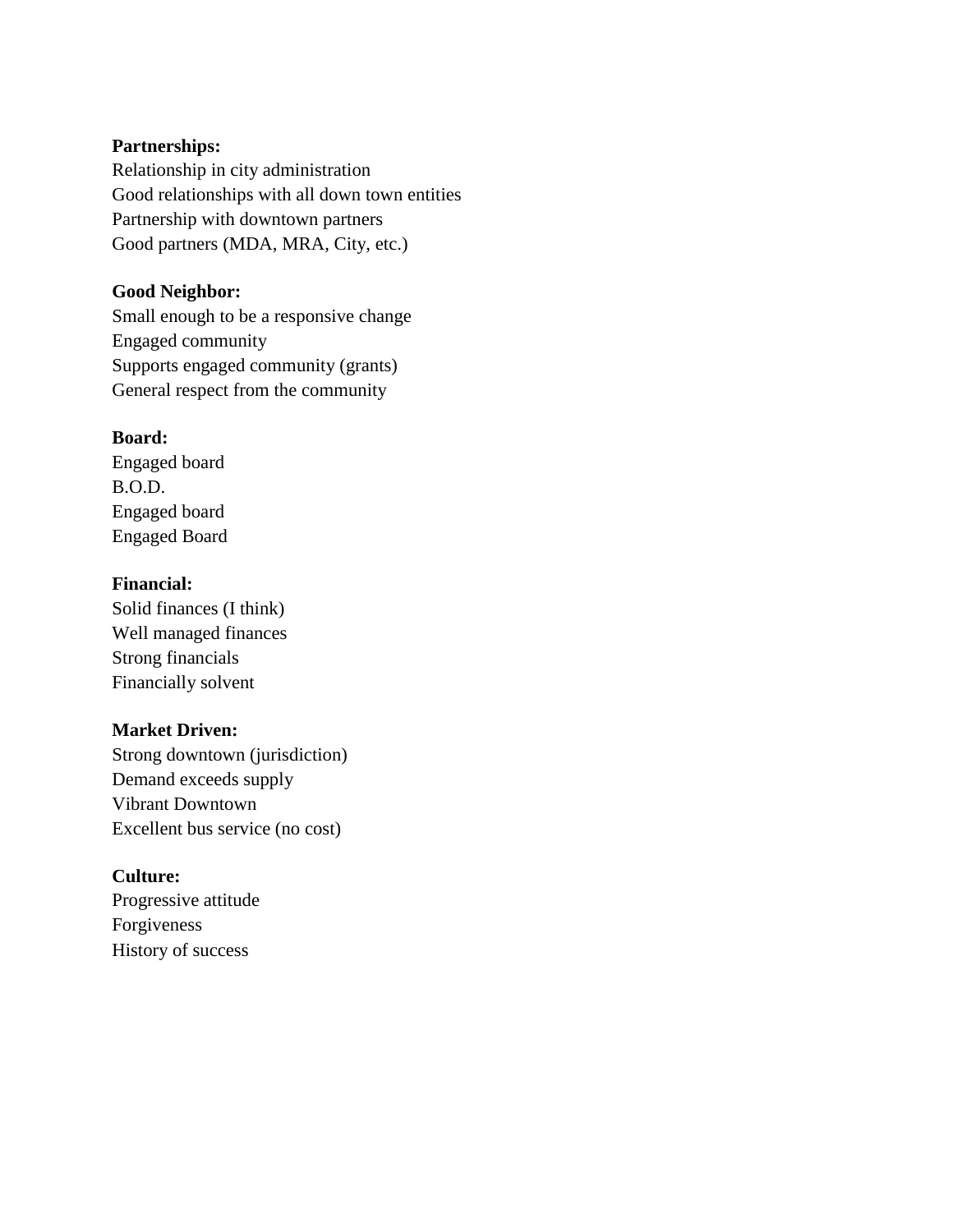**Partnerships:**
Relationship in city administration
Good relationships with all down town entities
Partnership with downtown partners
Good partners (MDA, MRA, City, etc.)

**Good Neighbor:**
Small enough to be a responsive change
Engaged community
Supports engaged community (grants)
General respect from the community

**Board:**
Engaged board
B.O.D.
Engaged board
Engaged Board

**Financial:**
Solid finances (I think)
Well managed finances
Strong financials
Financially solvent

**Market Driven:**
Strong downtown (jurisdiction)
Demand exceeds supply
Vibrant Downtown
Excellent bus service (no cost)

**Culture:**
Progressive attitude
Forgiveness
History of success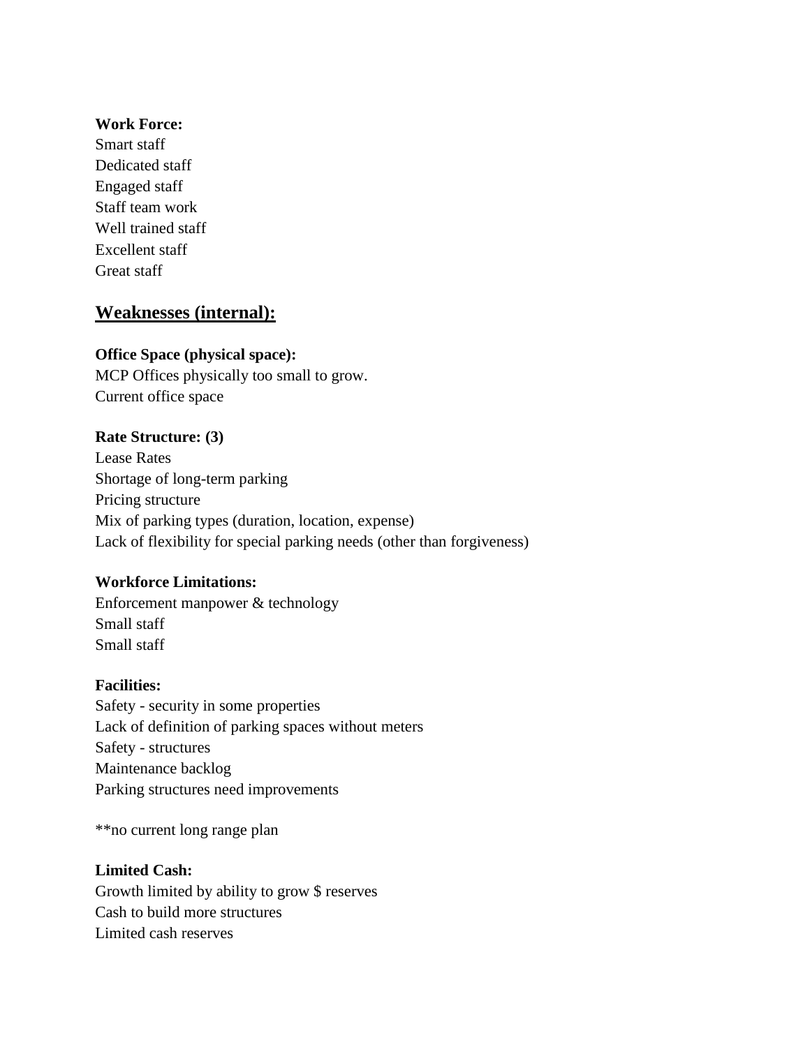**Work Force:**
Smart staff
Dedicated staff
Engaged staff
Staff team work
Well trained staff
Excellent staff
Great staff

## Weaknesses (internal):

**Office Space (physical space):**
MCP Offices physically too small to grow.
Current office space

**Rate Structure: (3)**
Lease Rates
Shortage of long-term parking
Pricing structure
Mix of parking types (duration, location, expense)
Lack of flexibility for special parking needs (other than forgiveness)

**Workforce Limitations:**
Enforcement manpower & technology
Small staff
Small staff

**Facilities:**
Safety - security in some properties
Lack of definition of parking spaces without meters
Safety - structures
Maintenance backlog
Parking structures need improvements

**no current long range plan

**Limited Cash:**
Growth limited by ability to grow $ reserves
Cash to build more structures
Limited cash reserves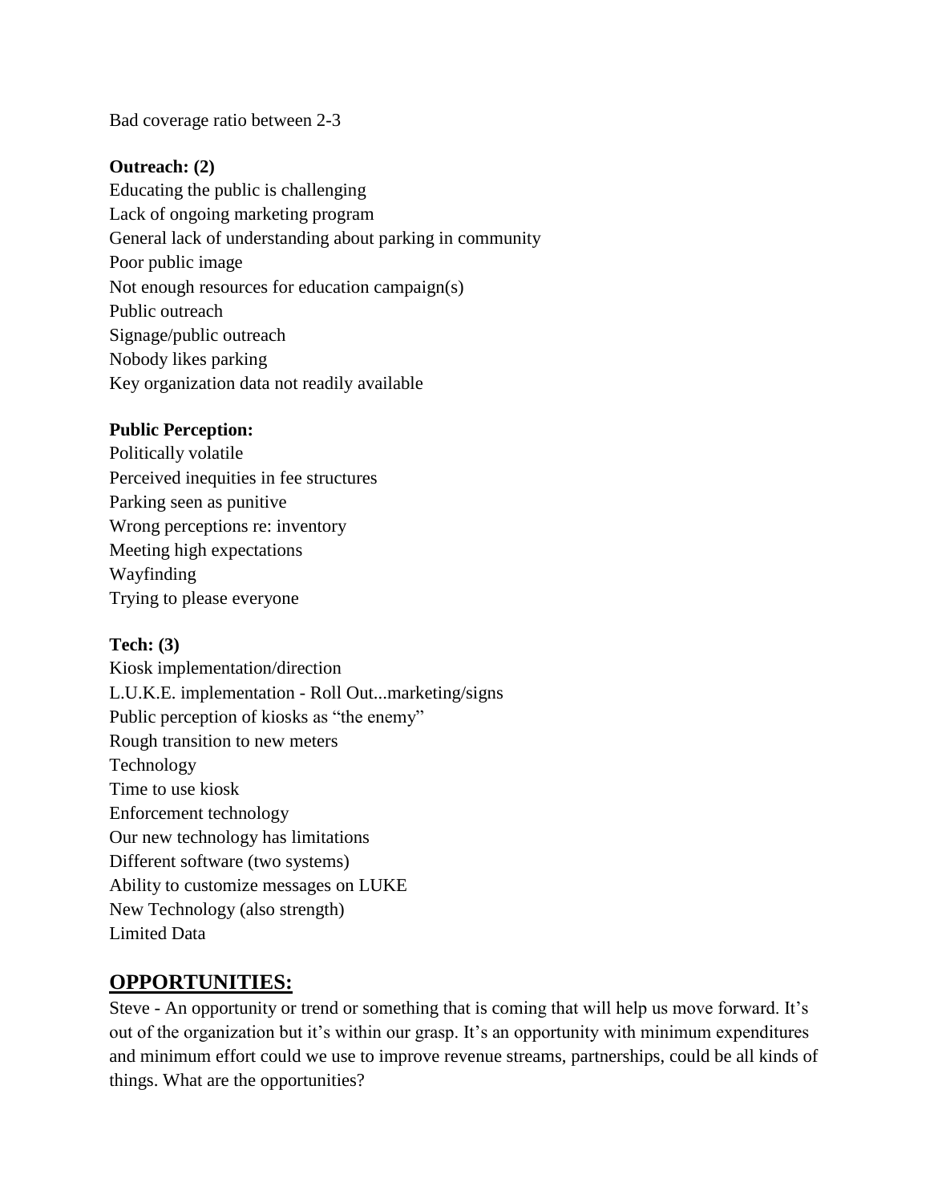Bad coverage ratio between 2-3

**Outreach: (2)**
Educating the public is challenging
Lack of ongoing marketing program
General lack of understanding about parking in community
Poor public image
Not enough resources for education campaign(s)
Public outreach
Signage/public outreach
Nobody likes parking
Key organization data not readily available

**Public Perception:**
Politically volatile
Perceived inequities in fee structures
Parking seen as punitive
Wrong perceptions re: inventory
Meeting high expectations
Wayfinding
Trying to please everyone

**Tech: (3)**
Kiosk implementation/direction
L.U.K.E. implementation - Roll Out...marketing/signs
Public perception of kiosks as "the enemy"
Rough transition to new meters
Technology
Time to use kiosk
Enforcement technology
Our new technology has limitations
Different software (two systems)
Ability to customize messages on LUKE
New Technology (also strength)
Limited Data

## OPPORTUNITIES:

Steve - An opportunity or trend or something that is coming that will help us move forward. It's out of the organization but it's within our grasp. It's an opportunity with minimum expenditures and minimum effort could we use to improve revenue streams, partnerships, could be all kinds of things. What are the opportunities?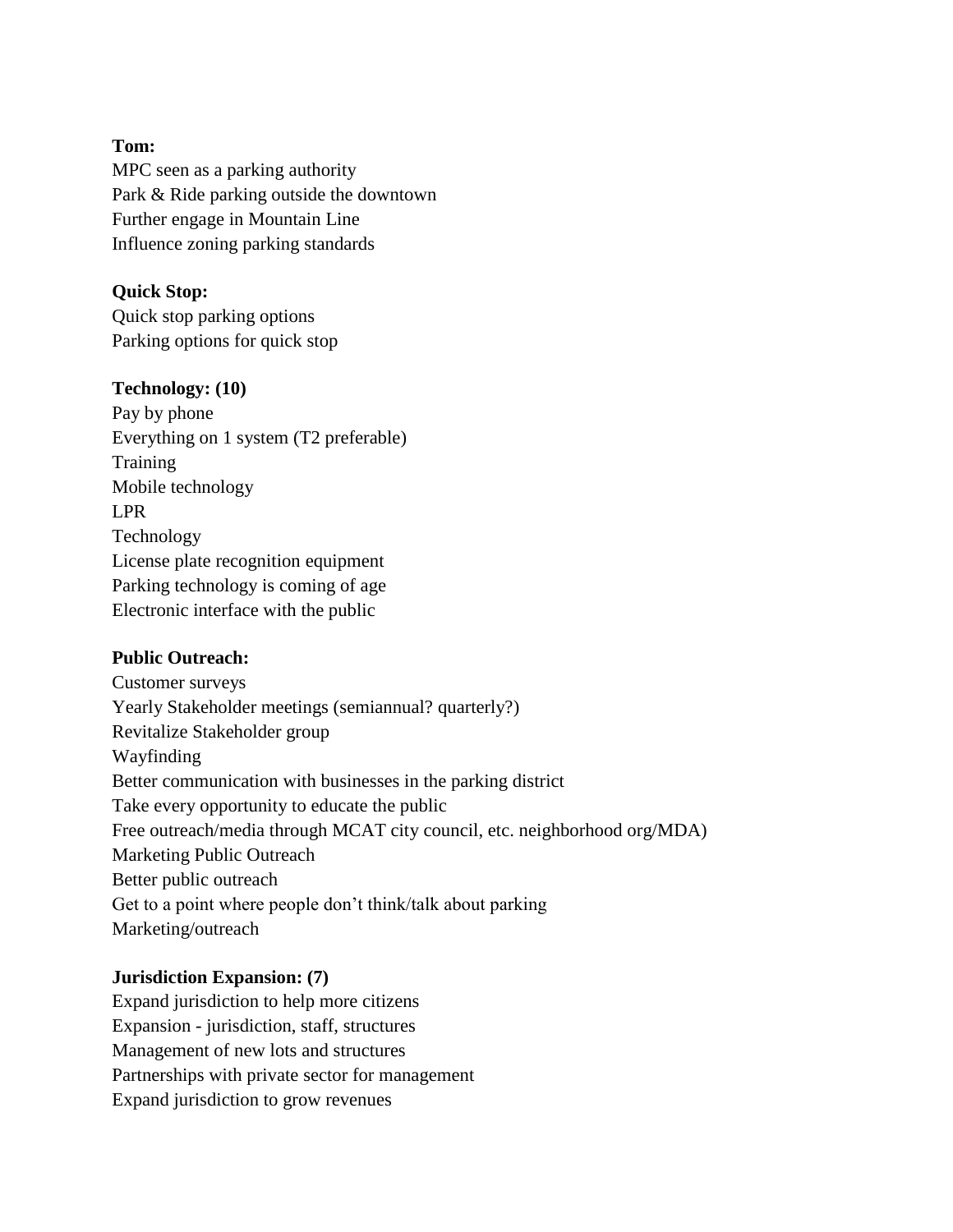**Tom:**
MPC seen as a parking authority
Park & Ride parking outside the downtown
Further engage in Mountain Line
Influence zoning parking standards

**Quick Stop:**
Quick stop parking options
Parking options for quick stop

**Technology: (10)**
Pay by phone
Everything on 1 system (T2 preferable)
Training
Mobile technology
LPR
Technology
License plate recognition equipment
Parking technology is coming of age
Electronic interface with the public

**Public Outreach:**
Customer surveys
Yearly Stakeholder meetings (semiannual? quarterly?)
Revitalize Stakeholder group
Wayfinding
Better communication with businesses in the parking district
Take every opportunity to educate the public
Free outreach/media through MCAT city council, etc. neighborhood org/MDA)
Marketing Public Outreach
Better public outreach
Get to a point where people don't think/talk about parking
Marketing/outreach

**Jurisdiction Expansion: (7)**
Expand jurisdiction to help more citizens
Expansion - jurisdiction, staff, structures
Management of new lots and structures
Partnerships with private sector for management
Expand jurisdiction to grow revenues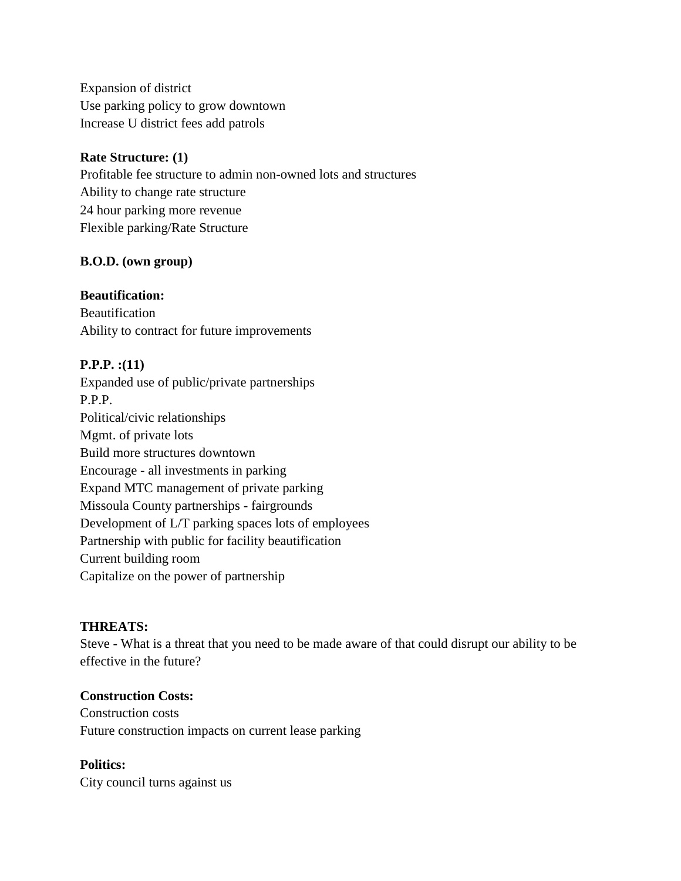Expansion of district
Use parking policy to grow downtown
Increase U district fees add patrols

**Rate Structure: (1)**
Profitable fee structure to admin non-owned lots and structures
Ability to change rate structure
24 hour parking more revenue
Flexible parking/Rate Structure

**B.O.D. (own group)**

**Beautification:**
Beautification
Ability to contract for future improvements

**P.P.P. :(11)**
Expanded use of public/private partnerships
P.P.P.
Political/civic relationships
Mgmt. of private lots
Build more structures downtown
Encourage - all investments in parking
Expand MTC management of private parking
Missoula County partnerships - fairgrounds
Development of L/T parking spaces lots of employees
Partnership with public for facility beautification
Current building room
Capitalize on the power of partnership

**THREATS:**
Steve - What is a threat that you need to be made aware of that could disrupt our ability to be effective in the future?

**Construction Costs:**
Construction costs
Future construction impacts on current lease parking

**Politics:**
City council turns against us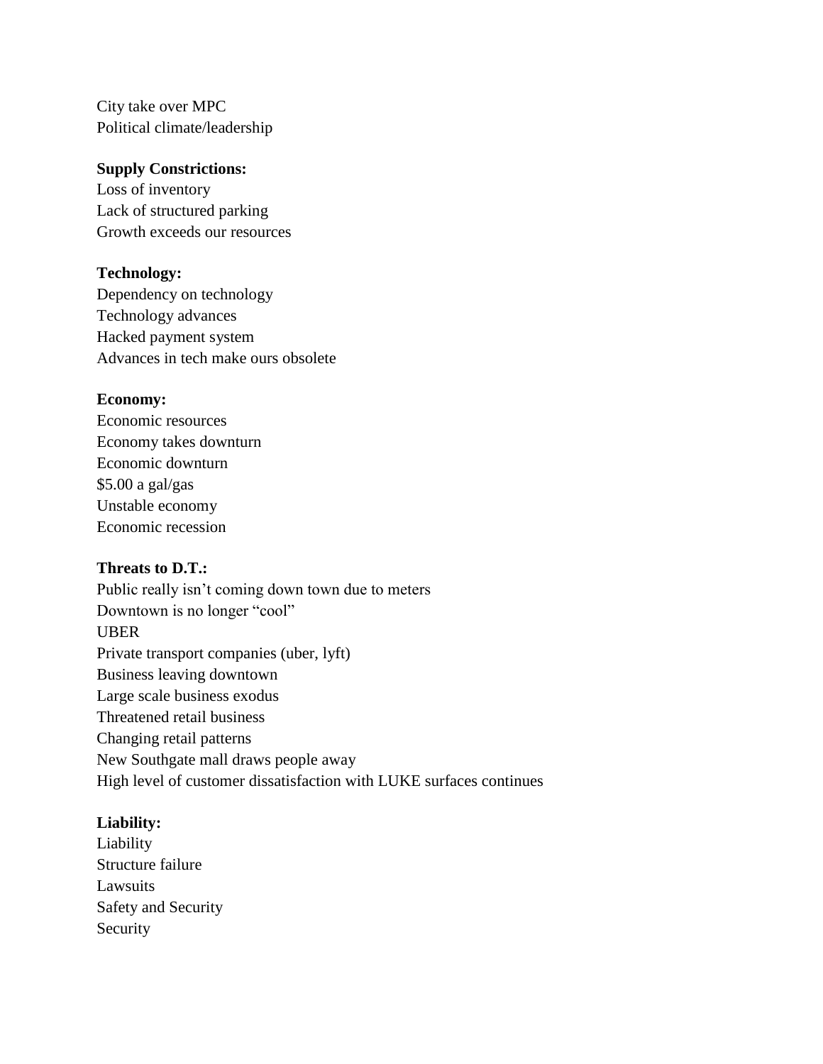City take over MPC
Political climate/leadership

**Supply Constrictions:**
Loss of inventory
Lack of structured parking
Growth exceeds our resources

**Technology:**
Dependency on technology
Technology advances
Hacked payment system
Advances in tech make ours obsolete

**Economy:**
Economic resources
Economy takes downturn
Economic downturn
$5.00 a gal/gas
Unstable economy
Economic recession

**Threats to D.T.:**
Public really isn't coming down town due to meters
Downtown is no longer "cool"
UBER
Private transport companies (uber, lyft)
Business leaving downtown
Large scale business exodus
Threatened retail business
Changing retail patterns
New Southgate mall draws people away
High level of customer dissatisfaction with LUKE surfaces continues

**Liability:**
Liability
Structure failure
Lawsuits
Safety and Security
Security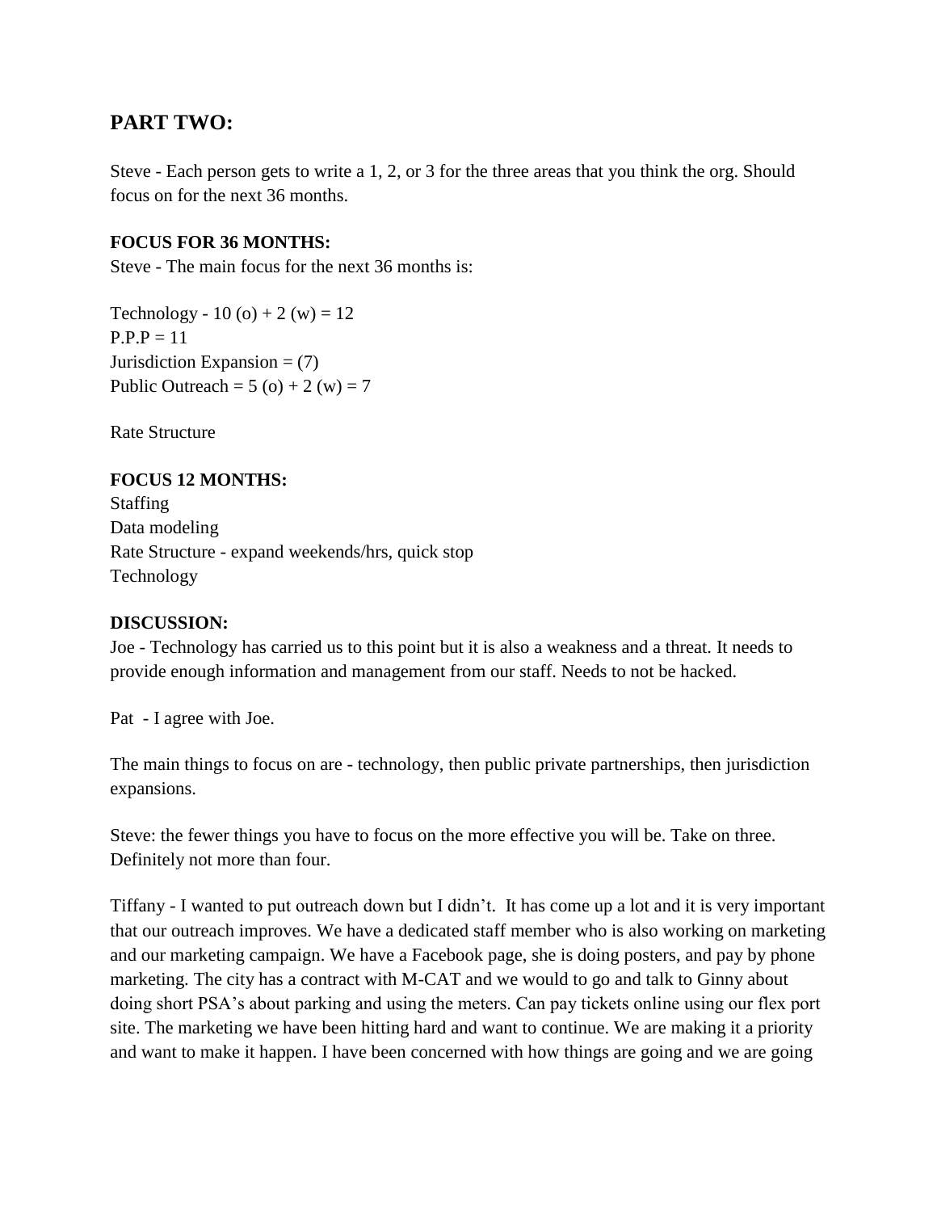## PART TWO:

Steve - Each person gets to write a 1, 2, or 3 for the three areas that you think the org. Should focus on for the next 36 months.

**FOCUS FOR 36 MONTHS:**
Steve - The main focus for the next 36 months is:

Technology - 10 (o) + 2 (w) = 12
P.P.P = 11
Jurisdiction Expansion = (7)
Public Outreach = 5 (o) + 2 (w) = 7

Rate Structure

**FOCUS 12 MONTHS:**
Staffing
Data modeling
Rate Structure - expand weekends/hrs, quick stop
Technology

**DISCUSSION:**
Joe - Technology has carried us to this point but it is also a weakness and a threat. It needs to provide enough information and management from our staff. Needs to not be hacked.

Pat - I agree with Joe.

The main things to focus on are - technology, then public private partnerships, then jurisdiction expansions.

Steve: the fewer things you have to focus on the more effective you will be. Take on three. Definitely not more than four.

Tiffany - I wanted to put outreach down but I didn't. It has come up a lot and it is very important that our outreach improves. We have a dedicated staff member who is also working on marketing and our marketing campaign. We have a Facebook page, she is doing posters, and pay by phone marketing. The city has a contract with M-CAT and we would to go and talk to Ginny about doing short PSA's about parking and using the meters. Can pay tickets online using our flex port site. The marketing we have been hitting hard and want to continue. We are making it a priority and want to make it happen. I have been concerned with how things are going and we are going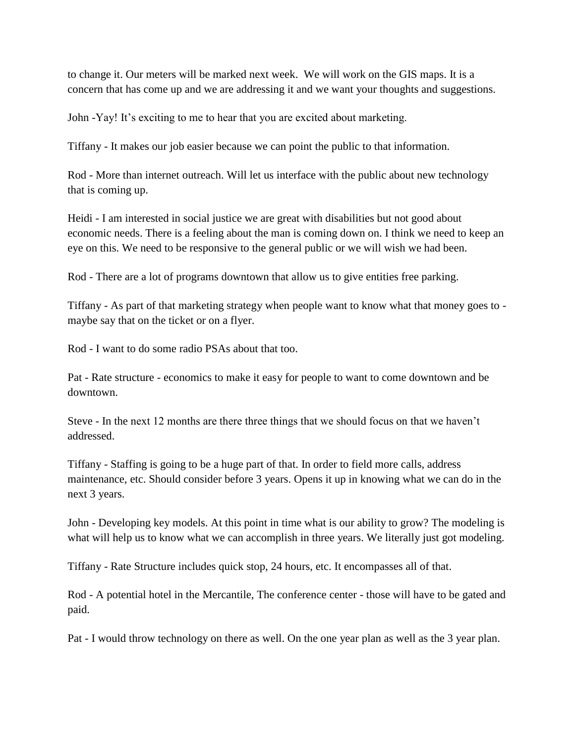to change it. Our meters will be marked next week. We will work on the GIS maps. It is a concern that has come up and we are addressing it and we want your thoughts and suggestions.

John -Yay! It's exciting to me to hear that you are excited about marketing.

Tiffany - It makes our job easier because we can point the public to that information.

Rod - More than internet outreach. Will let us interface with the public about new technology that is coming up.

Heidi - I am interested in social justice we are great with disabilities but not good about economic needs. There is a feeling about the man is coming down on. I think we need to keep an eye on this. We need to be responsive to the general public or we will wish we had been.

Rod - There are a lot of programs downtown that allow us to give entities free parking.

Tiffany - As part of that marketing strategy when people want to know what that money goes to - maybe say that on the ticket or on a flyer.

Rod - I want to do some radio PSAs about that too.

Pat - Rate structure - economics to make it easy for people to want to come downtown and be downtown.

Steve - In the next 12 months are there three things that we should focus on that we haven't addressed.

Tiffany - Staffing is going to be a huge part of that. In order to field more calls, address maintenance, etc. Should consider before 3 years. Opens it up in knowing what we can do in the next 3 years.

John - Developing key models. At this point in time what is our ability to grow? The modeling is what will help us to know what we can accomplish in three years. We literally just got modeling.

Tiffany - Rate Structure includes quick stop, 24 hours, etc. It encompasses all of that.

Rod - A potential hotel in the Mercantile, The conference center - those will have to be gated and paid.

Pat - I would throw technology on there as well. On the one year plan as well as the 3 year plan.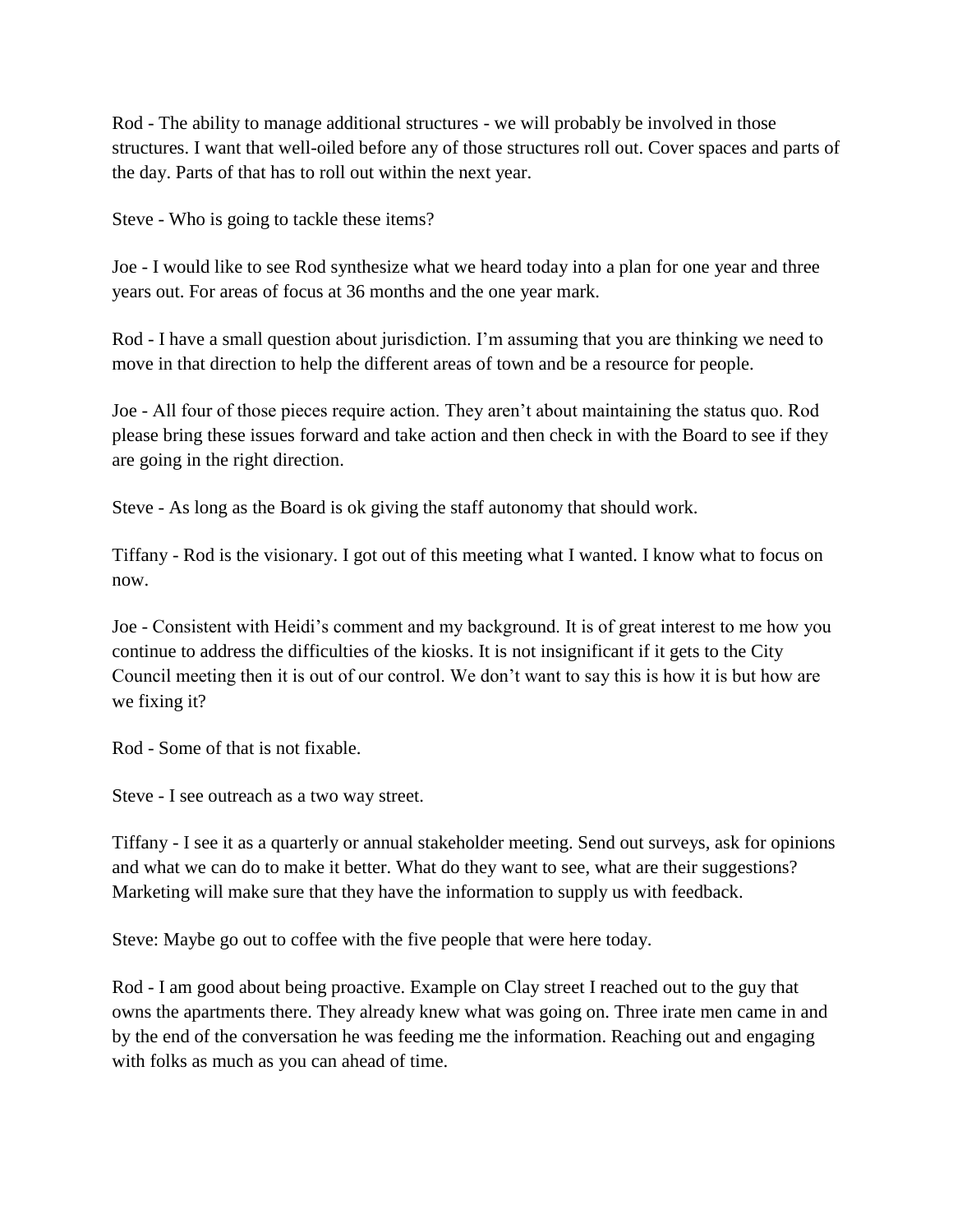Rod - The ability to manage additional structures - we will probably be involved in those structures. I want that well-oiled before any of those structures roll out. Cover spaces and parts of the day. Parts of that has to roll out within the next year.

Steve - Who is going to tackle these items?

Joe - I would like to see Rod synthesize what we heard today into a plan for one year and three years out. For areas of focus at 36 months and the one year mark.

Rod - I have a small question about jurisdiction. I'm assuming that you are thinking we need to move in that direction to help the different areas of town and be a resource for people.

Joe - All four of those pieces require action. They aren't about maintaining the status quo. Rod please bring these issues forward and take action and then check in with the Board to see if they are going in the right direction.

Steve - As long as the Board is ok giving the staff autonomy that should work.

Tiffany - Rod is the visionary. I got out of this meeting what I wanted. I know what to focus on now.

Joe - Consistent with Heidi's comment and my background. It is of great interest to me how you continue to address the difficulties of the kiosks. It is not insignificant if it gets to the City Council meeting then it is out of our control. We don't want to say this is how it is but how are we fixing it?

Rod - Some of that is not fixable.

Steve - I see outreach as a two way street.

Tiffany - I see it as a quarterly or annual stakeholder meeting. Send out surveys, ask for opinions and what we can do to make it better. What do they want to see, what are their suggestions? Marketing will make sure that they have the information to supply us with feedback.

Steve: Maybe go out to coffee with the five people that were here today.

Rod - I am good about being proactive. Example on Clay street I reached out to the guy that owns the apartments there. They already knew what was going on. Three irate men came in and by the end of the conversation he was feeding me the information. Reaching out and engaging with folks as much as you can ahead of time.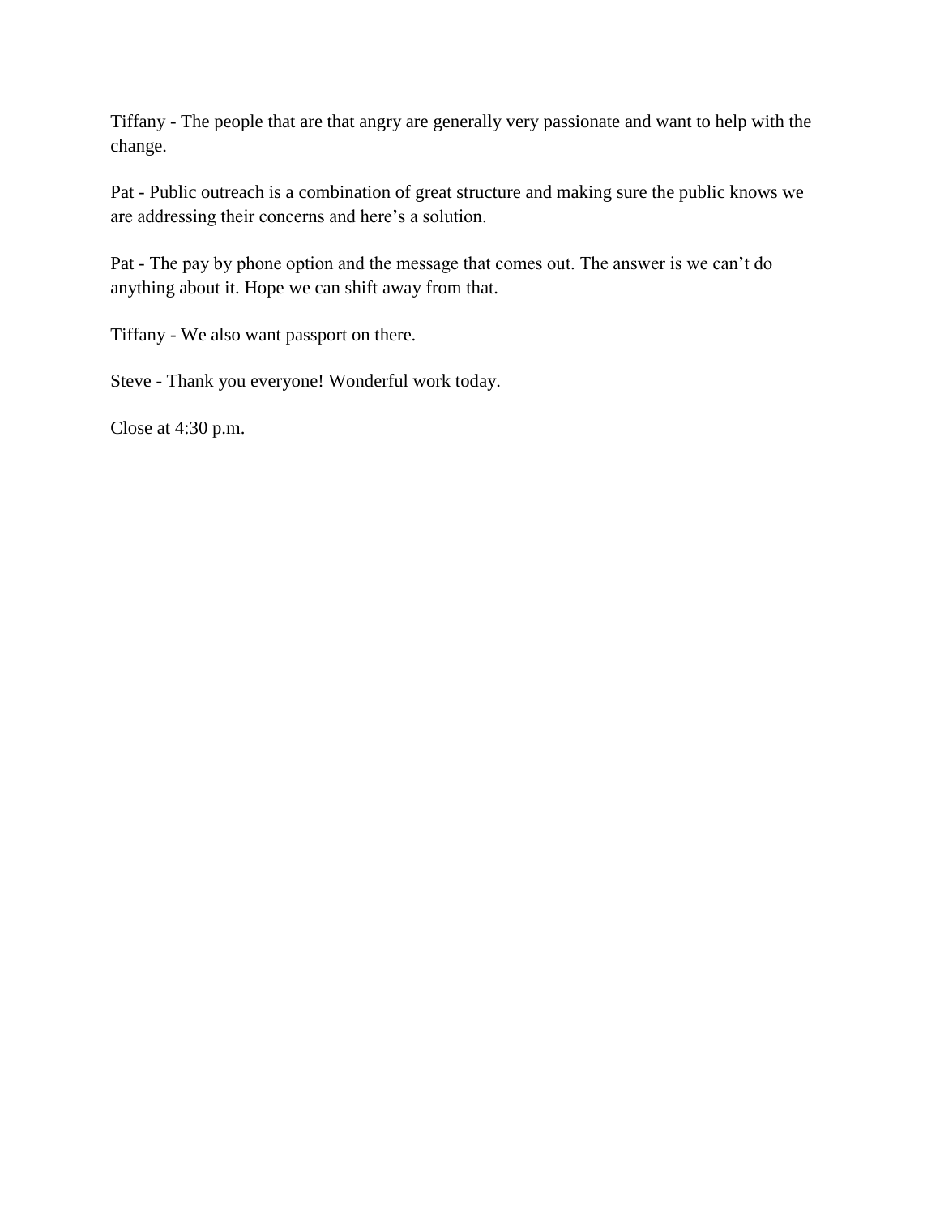Tiffany - The people that are that angry are generally very passionate and want to help with the change.

Pat - Public outreach is a combination of great structure and making sure the public knows we are addressing their concerns and here's a solution.

Pat - The pay by phone option and the message that comes out. The answer is we can't do anything about it. Hope we can shift away from that.

Tiffany - We also want passport on there.

Steve - Thank you everyone! Wonderful work today.

Close at 4:30 p.m.